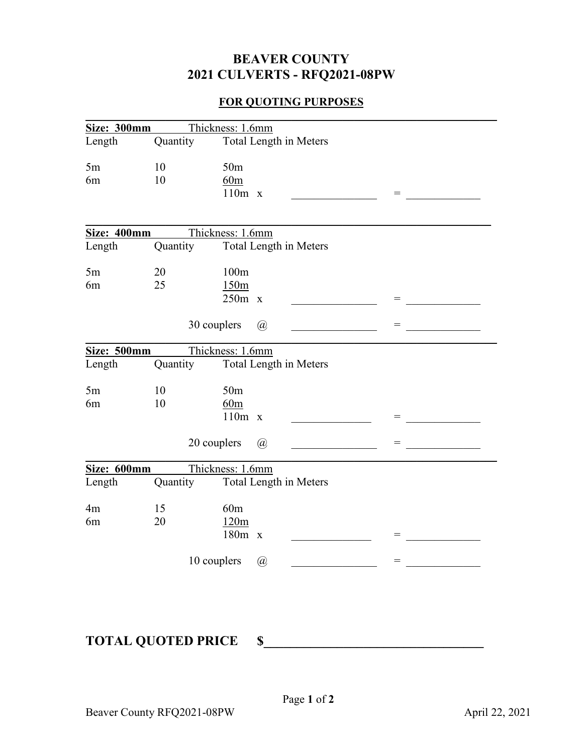# BEAVER COUNTY
# 2021 CULVERTS - RFQ2021-08PW

**FOR QUOTING PURPOSES**

**Size: 300mm** Thickness: 1.6mm

| Length | Quantity | Total Length in Meters | | | | |
|---|---|---|---|---|---|---|
| 5m | 10 | 50m | | | | |
| 6m | 10 | 60m | | | | |
| | | 110m | x | ______________ | = | ____________ |

**Size: 400mm** Thickness: 1.6mm

| Length | Quantity | Total Length in Meters | | | | |
|---|---|---|---|---|---|---|
| 5m | 20 | 100m | | | | |
| 6m | 25 | 150m | | | | |
| | | 250m | x | ______________ | = | ____________ |
| | | 30 couplers | @ | ______________ | = | ____________ |

**Size: 500mm** Thickness: 1.6mm

| Length | Quantity | Total Length in Meters | | | | |
|---|---|---|---|---|---|---|
| 5m | 10 | 50m | | | | |
| 6m | 10 | 60m | | | | |
| | | 110m | x | ______________ | = | ____________ |
| | | 20 couplers | @ | ______________ | = | ____________ |

**Size: 600mm** Thickness: 1.6mm

| Length | Quantity | Total Length in Meters | | | | |
|---|---|---|---|---|---|---|
| 4m | 15 | 60m | | | | |
| 6m | 20 | 120m | | | | |
| | | 180m | x | ______________ | = | ____________ |
| | | 10 couplers | @ | ______________ | = | ____________ |

**TOTAL QUOTED PRICE $________________________________**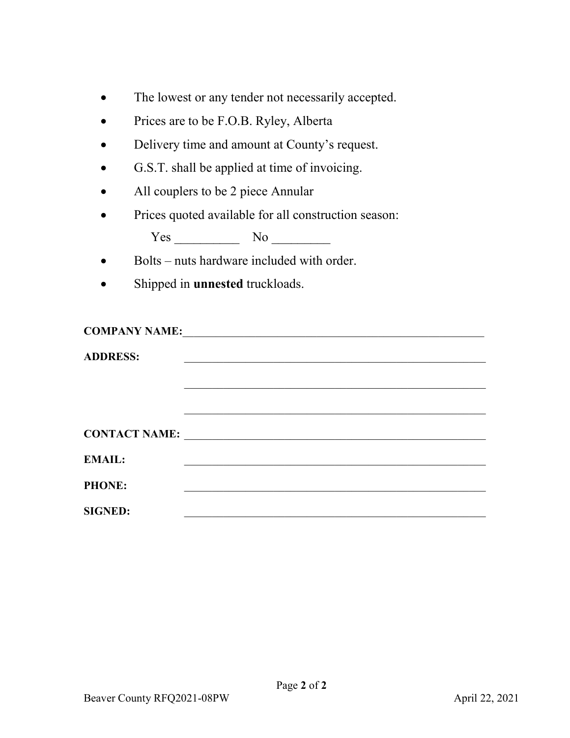- The lowest or any tender not necessarily accepted.
- Prices are to be F.O.B. Ryley, Alberta
- Delivery time and amount at County's request.
- G.S.T. shall be applied at time of invoicing.
- All couplers to be 2 piece Annular
- Prices quoted available for all construction season:

  Yes __________ No _________
- Bolts – nuts hardware included with order.
- Shipped in **unnested** truckloads.

**COMPANY NAME:** ______________________________________________________

**ADDRESS:** ______________________________________________________

______________________________________________________

______________________________________________________

**CONTACT NAME:** ______________________________________________________

**EMAIL:** ______________________________________________________

**PHONE:** ______________________________________________________

**SIGNED:** ______________________________________________________